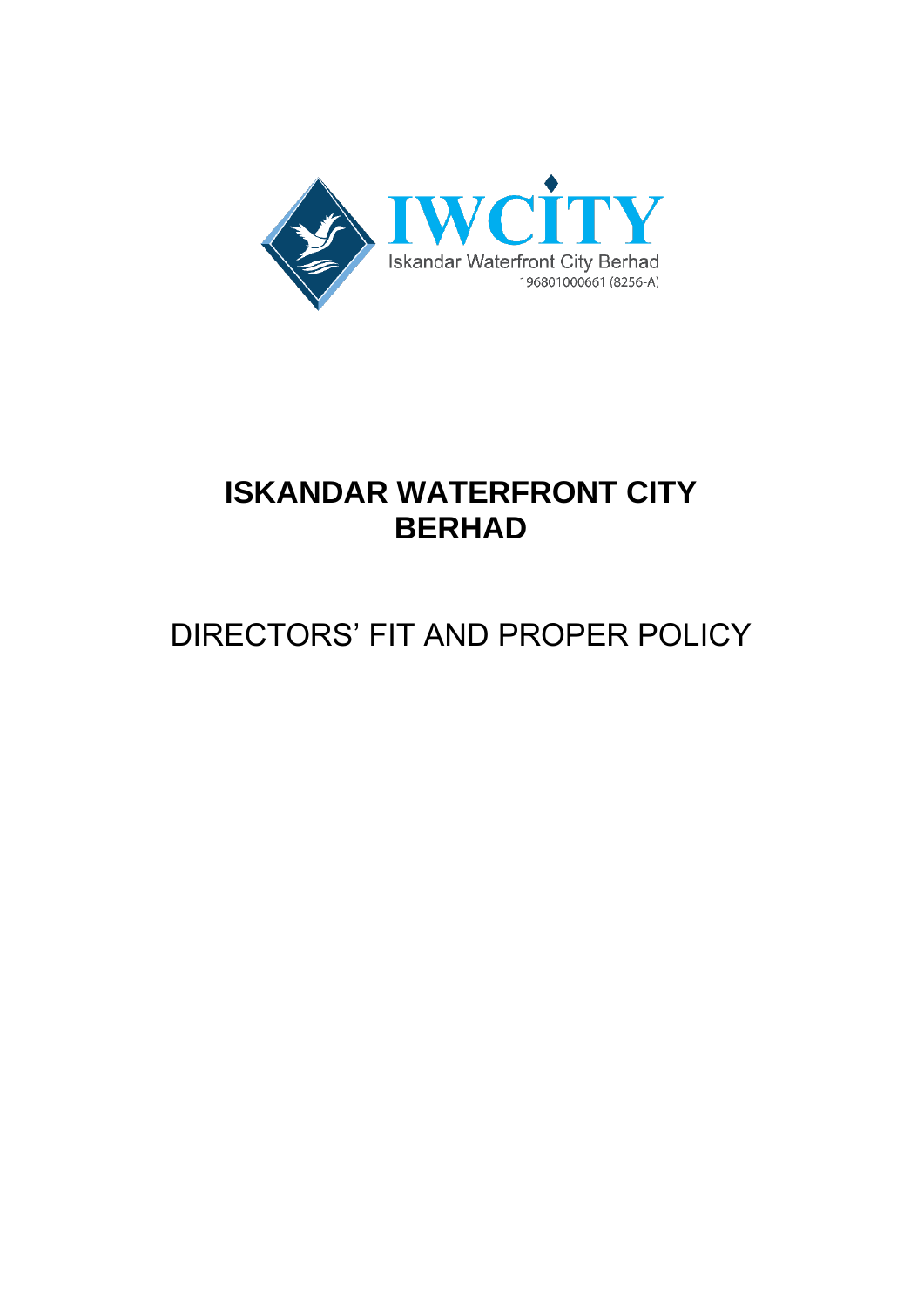IWCITY

Iskandar Waterfront City Berhad
196801000661 (8256-A)

# ISKANDAR WATERFRONT CITY BERHAD

## DIRECTORS' FIT AND PROPER POLICY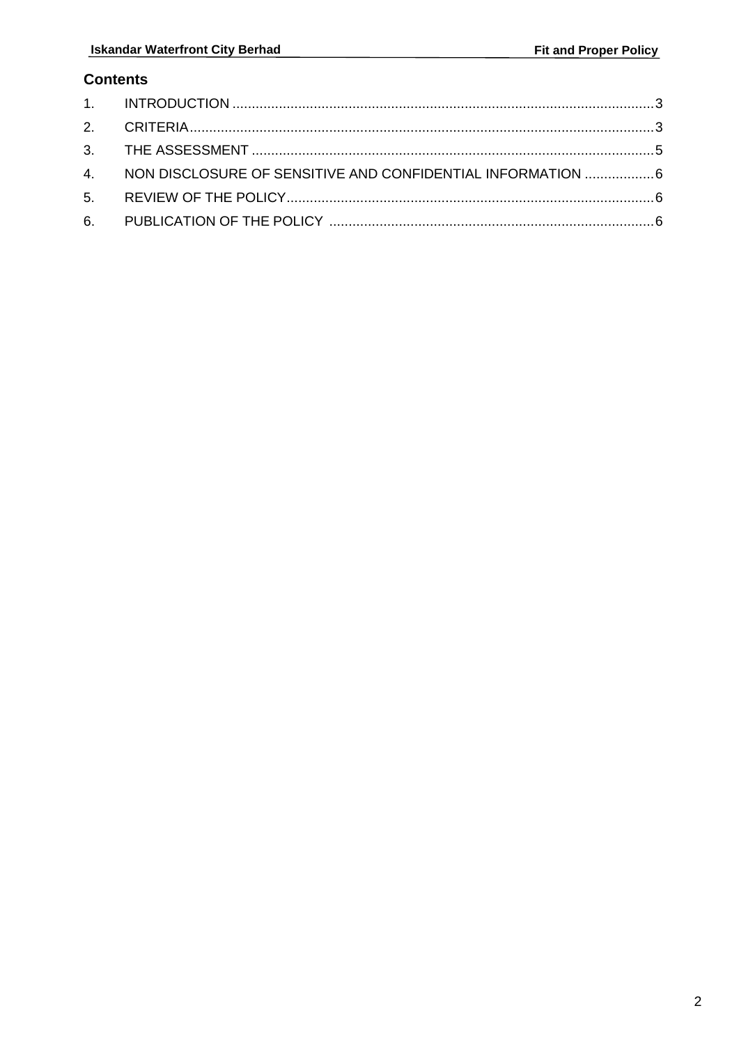## Contents

1. INTRODUCTION ........................................................................................................... 3
2. CRITERIA ....................................................................................................................... 3
3. THE ASSESSMENT ....................................................................................................... 5
4. NON DISCLOSURE OF SENSITIVE AND CONFIDENTIAL INFORMATION .................. 6
5. REVIEW OF THE POLICY .............................................................................................. 6
6. PUBLICATION OF THE POLICY ................................................................................... 6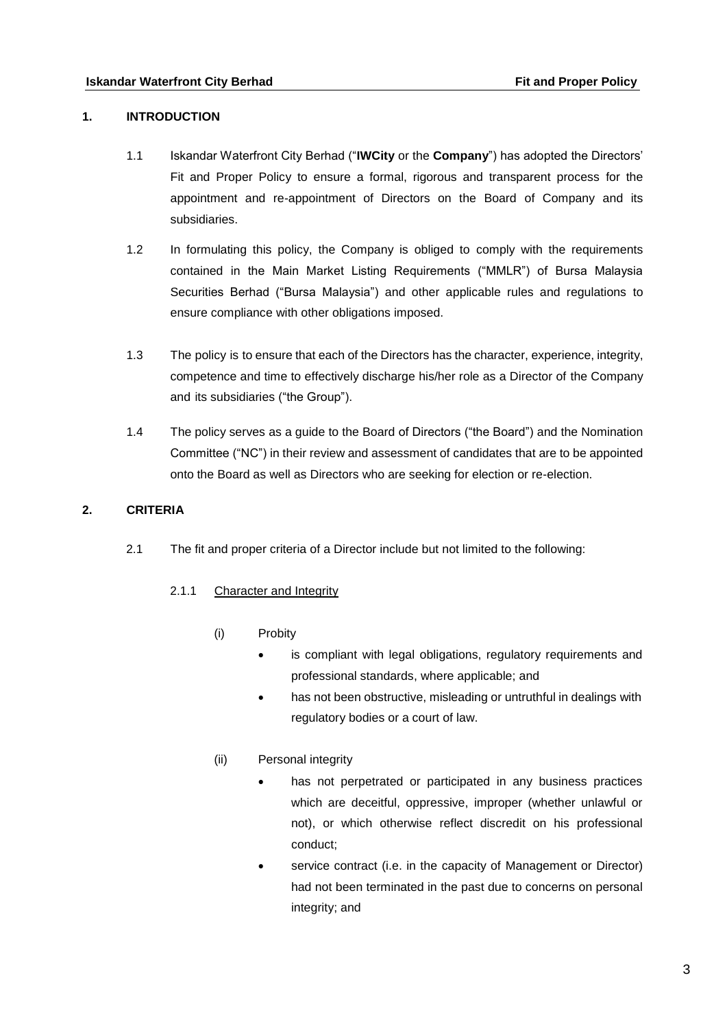## 1. INTRODUCTION

1.1 Iskandar Waterfront City Berhad ("**IWCity** or the **Company**") has adopted the Directors' Fit and Proper Policy to ensure a formal, rigorous and transparent process for the appointment and re-appointment of Directors on the Board of Company and its subsidiaries.

1.2 In formulating this policy, the Company is obliged to comply with the requirements contained in the Main Market Listing Requirements ("MMLR") of Bursa Malaysia Securities Berhad ("Bursa Malaysia") and other applicable rules and regulations to ensure compliance with other obligations imposed.

1.3 The policy is to ensure that each of the Directors has the character, experience, integrity, competence and time to effectively discharge his/her role as a Director of the Company and its subsidiaries ("the Group").

1.4 The policy serves as a guide to the Board of Directors ("the Board") and the Nomination Committee ("NC") in their review and assessment of candidates that are to be appointed onto the Board as well as Directors who are seeking for election or re-election.

## 2. CRITERIA

2.1 The fit and proper criteria of a Director include but not limited to the following:

2.1.1 Character and Integrity

(i) Probity

- is compliant with legal obligations, regulatory requirements and professional standards, where applicable; and
- has not been obstructive, misleading or untruthful in dealings with regulatory bodies or a court of law.

(ii) Personal integrity

- has not perpetrated or participated in any business practices which are deceitful, oppressive, improper (whether unlawful or not), or which otherwise reflect discredit on his professional conduct;
- service contract (i.e. in the capacity of Management or Director) had not been terminated in the past due to concerns on personal integrity; and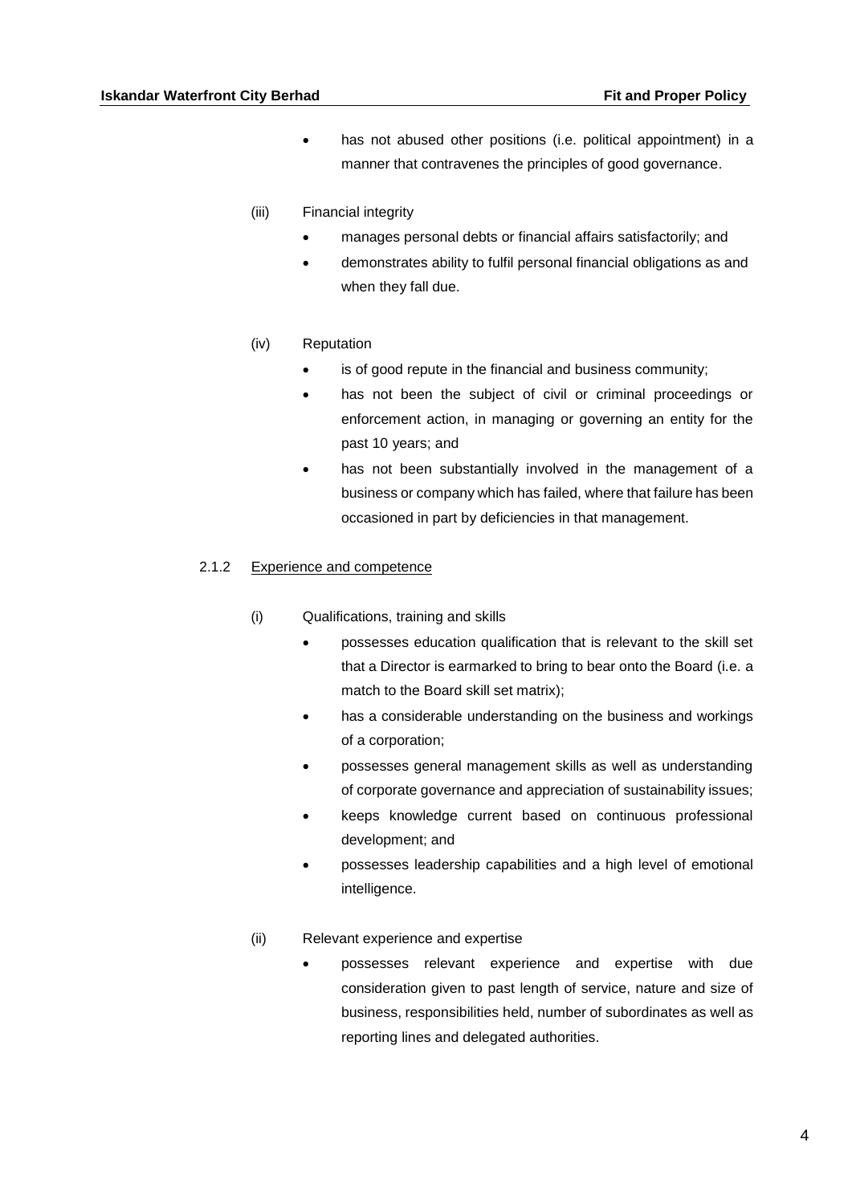- has not abused other positions (i.e. political appointment) in a manner that contravenes the principles of good governance.

(iii) Financial integrity

- manages personal debts or financial affairs satisfactorily; and
- demonstrates ability to fulfil personal financial obligations as and when they fall due.

(iv) Reputation

- is of good repute in the financial and business community;
- has not been the subject of civil or criminal proceedings or enforcement action, in managing or governing an entity for the past 10 years; and
- has not been substantially involved in the management of a business or company which has failed, where that failure has been occasioned in part by deficiencies in that management.

#### 2.1.2 Experience and competence

(i) Qualifications, training and skills

- possesses education qualification that is relevant to the skill set that a Director is earmarked to bring to bear onto the Board (i.e. a match to the Board skill set matrix);
- has a considerable understanding on the business and workings of a corporation;
- possesses general management skills as well as understanding of corporate governance and appreciation of sustainability issues;
- keeps knowledge current based on continuous professional development; and
- possesses leadership capabilities and a high level of emotional intelligence.

(ii) Relevant experience and expertise

- possesses relevant experience and expertise with due consideration given to past length of service, nature and size of business, responsibilities held, number of subordinates as well as reporting lines and delegated authorities.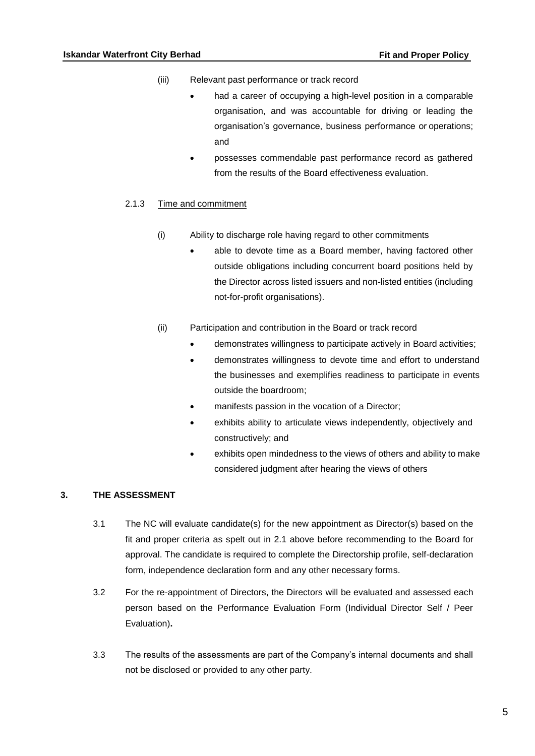(iii) Relevant past performance or track record

- had a career of occupying a high-level position in a comparable organisation, and was accountable for driving or leading the organisation's governance, business performance or operations; and
- possesses commendable past performance record as gathered from the results of the Board effectiveness evaluation.

2.1.3 Time and commitment

(i) Ability to discharge role having regard to other commitments

- able to devote time as a Board member, having factored other outside obligations including concurrent board positions held by the Director across listed issuers and non-listed entities (including not-for-profit organisations).

(ii) Participation and contribution in the Board or track record

- demonstrates willingness to participate actively in Board activities;
- demonstrates willingness to devote time and effort to understand the businesses and exemplifies readiness to participate in events outside the boardroom;
- manifests passion in the vocation of a Director;
- exhibits ability to articulate views independently, objectively and constructively; and
- exhibits open mindedness to the views of others and ability to make considered judgment after hearing the views of others

## 3. THE ASSESSMENT

3.1 The NC will evaluate candidate(s) for the new appointment as Director(s) based on the fit and proper criteria as spelt out in 2.1 above before recommending to the Board for approval. The candidate is required to complete the Directorship profile, self-declaration form, independence declaration form and any other necessary forms.

3.2 For the re-appointment of Directors, the Directors will be evaluated and assessed each person based on the Performance Evaluation Form (Individual Director Self / Peer Evaluation)**.**

3.3 The results of the assessments are part of the Company's internal documents and shall not be disclosed or provided to any other party.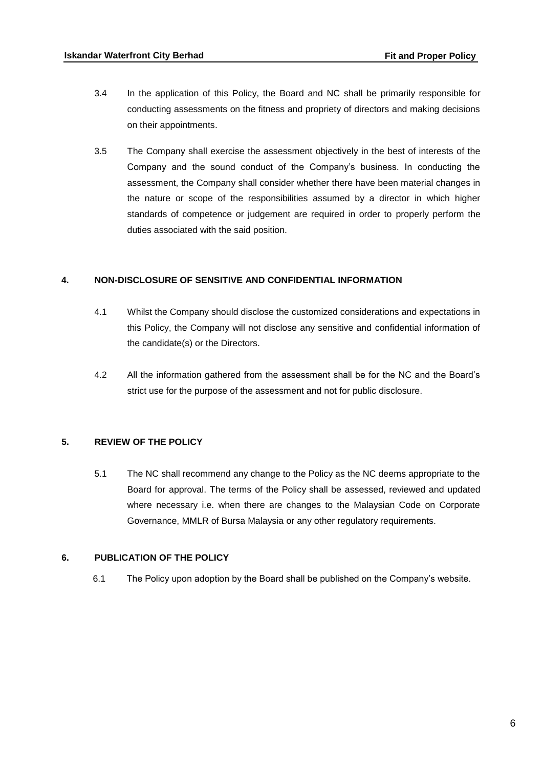3.4 In the application of this Policy, the Board and NC shall be primarily responsible for conducting assessments on the fitness and propriety of directors and making decisions on their appointments.

3.5 The Company shall exercise the assessment objectively in the best of interests of the Company and the sound conduct of the Company's business. In conducting the assessment, the Company shall consider whether there have been material changes in the nature or scope of the responsibilities assumed by a director in which higher standards of competence or judgement are required in order to properly perform the duties associated with the said position.

## 4. NON-DISCLOSURE OF SENSITIVE AND CONFIDENTIAL INFORMATION

4.1 Whilst the Company should disclose the customized considerations and expectations in this Policy, the Company will not disclose any sensitive and confidential information of the candidate(s) or the Directors.

4.2 All the information gathered from the assessment shall be for the NC and the Board's strict use for the purpose of the assessment and not for public disclosure.

## 5. REVIEW OF THE POLICY

5.1 The NC shall recommend any change to the Policy as the NC deems appropriate to the Board for approval. The terms of the Policy shall be assessed, reviewed and updated where necessary i.e. when there are changes to the Malaysian Code on Corporate Governance, MMLR of Bursa Malaysia or any other regulatory requirements.

## 6. PUBLICATION OF THE POLICY

6.1 The Policy upon adoption by the Board shall be published on the Company's website.